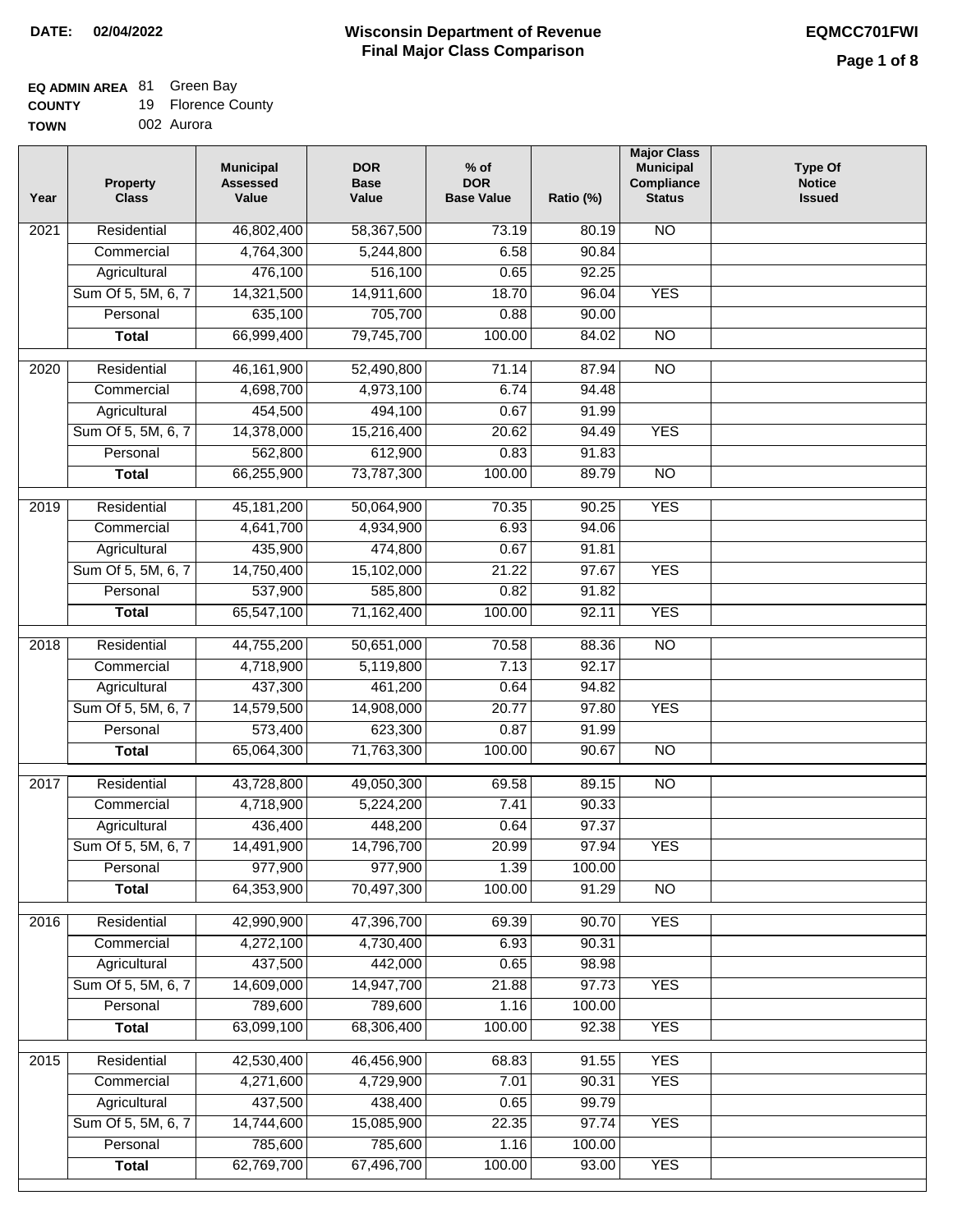**DATE: 02/04/2022**

# Wisconsin Department of Revenue
## Final Major Class Comparison

**EQMCC701FWI**

**EQ ADMIN AREA** 81 Green Bay
**COUNTY** 19 Florence County
**TOWN** 002 Aurora

| Year | Property Class | Municipal Assessed Value | DOR Base Value | % of DOR Base Value | Ratio (%) | Major Class Municipal Compliance Status | Type Of Notice Issued |
|---|---|---|---|---|---|---|---|
| 2021 | Residential | 46,802,400 | 58,367,500 | 73.19 | 80.19 | NO | |
| | Commercial | 4,764,300 | 5,244,800 | 6.58 | 90.84 | | |
| | Agricultural | 476,100 | 516,100 | 0.65 | 92.25 | | |
| | Sum Of 5, 5M, 6, 7 | 14,321,500 | 14,911,600 | 18.70 | 96.04 | YES | |
| | Personal | 635,100 | 705,700 | 0.88 | 90.00 | | |
| | **Total** | 66,999,400 | 79,745,700 | 100.00 | 84.02 | NO | |
| 2020 | Residential | 46,161,900 | 52,490,800 | 71.14 | 87.94 | NO | |
| | Commercial | 4,698,700 | 4,973,100 | 6.74 | 94.48 | | |
| | Agricultural | 454,500 | 494,100 | 0.67 | 91.99 | | |
| | Sum Of 5, 5M, 6, 7 | 14,378,000 | 15,216,400 | 20.62 | 94.49 | YES | |
| | Personal | 562,800 | 612,900 | 0.83 | 91.83 | | |
| | **Total** | 66,255,900 | 73,787,300 | 100.00 | 89.79 | NO | |
| 2019 | Residential | 45,181,200 | 50,064,900 | 70.35 | 90.25 | YES | |
| | Commercial | 4,641,700 | 4,934,900 | 6.93 | 94.06 | | |
| | Agricultural | 435,900 | 474,800 | 0.67 | 91.81 | | |
| | Sum Of 5, 5M, 6, 7 | 14,750,400 | 15,102,000 | 21.22 | 97.67 | YES | |
| | Personal | 537,900 | 585,800 | 0.82 | 91.82 | | |
| | **Total** | 65,547,100 | 71,162,400 | 100.00 | 92.11 | YES | |
| 2018 | Residential | 44,755,200 | 50,651,000 | 70.58 | 88.36 | NO | |
| | Commercial | 4,718,900 | 5,119,800 | 7.13 | 92.17 | | |
| | Agricultural | 437,300 | 461,200 | 0.64 | 94.82 | | |
| | Sum Of 5, 5M, 6, 7 | 14,579,500 | 14,908,000 | 20.77 | 97.80 | YES | |
| | Personal | 573,400 | 623,300 | 0.87 | 91.99 | | |
| | **Total** | 65,064,300 | 71,763,300 | 100.00 | 90.67 | NO | |
| 2017 | Residential | 43,728,800 | 49,050,300 | 69.58 | 89.15 | NO | |
| | Commercial | 4,718,900 | 5,224,200 | 7.41 | 90.33 | | |
| | Agricultural | 436,400 | 448,200 | 0.64 | 97.37 | | |
| | Sum Of 5, 5M, 6, 7 | 14,491,900 | 14,796,700 | 20.99 | 97.94 | YES | |
| | Personal | 977,900 | 977,900 | 1.39 | 100.00 | | |
| | **Total** | 64,353,900 | 70,497,300 | 100.00 | 91.29 | NO | |
| 2016 | Residential | 42,990,900 | 47,396,700 | 69.39 | 90.70 | YES | |
| | Commercial | 4,272,100 | 4,730,400 | 6.93 | 90.31 | | |
| | Agricultural | 437,500 | 442,000 | 0.65 | 98.98 | | |
| | Sum Of 5, 5M, 6, 7 | 14,609,000 | 14,947,700 | 21.88 | 97.73 | YES | |
| | Personal | 789,600 | 789,600 | 1.16 | 100.00 | | |
| | **Total** | 63,099,100 | 68,306,400 | 100.00 | 92.38 | YES | |
| 2015 | Residential | 42,530,400 | 46,456,900 | 68.83 | 91.55 | YES | |
| | Commercial | 4,271,600 | 4,729,900 | 7.01 | 90.31 | YES | |
| | Agricultural | 437,500 | 438,400 | 0.65 | 99.79 | | |
| | Sum Of 5, 5M, 6, 7 | 14,744,600 | 15,085,900 | 22.35 | 97.74 | YES | |
| | Personal | 785,600 | 785,600 | 1.16 | 100.00 | | |
| | **Total** | 62,769,700 | 67,496,700 | 100.00 | 93.00 | YES | |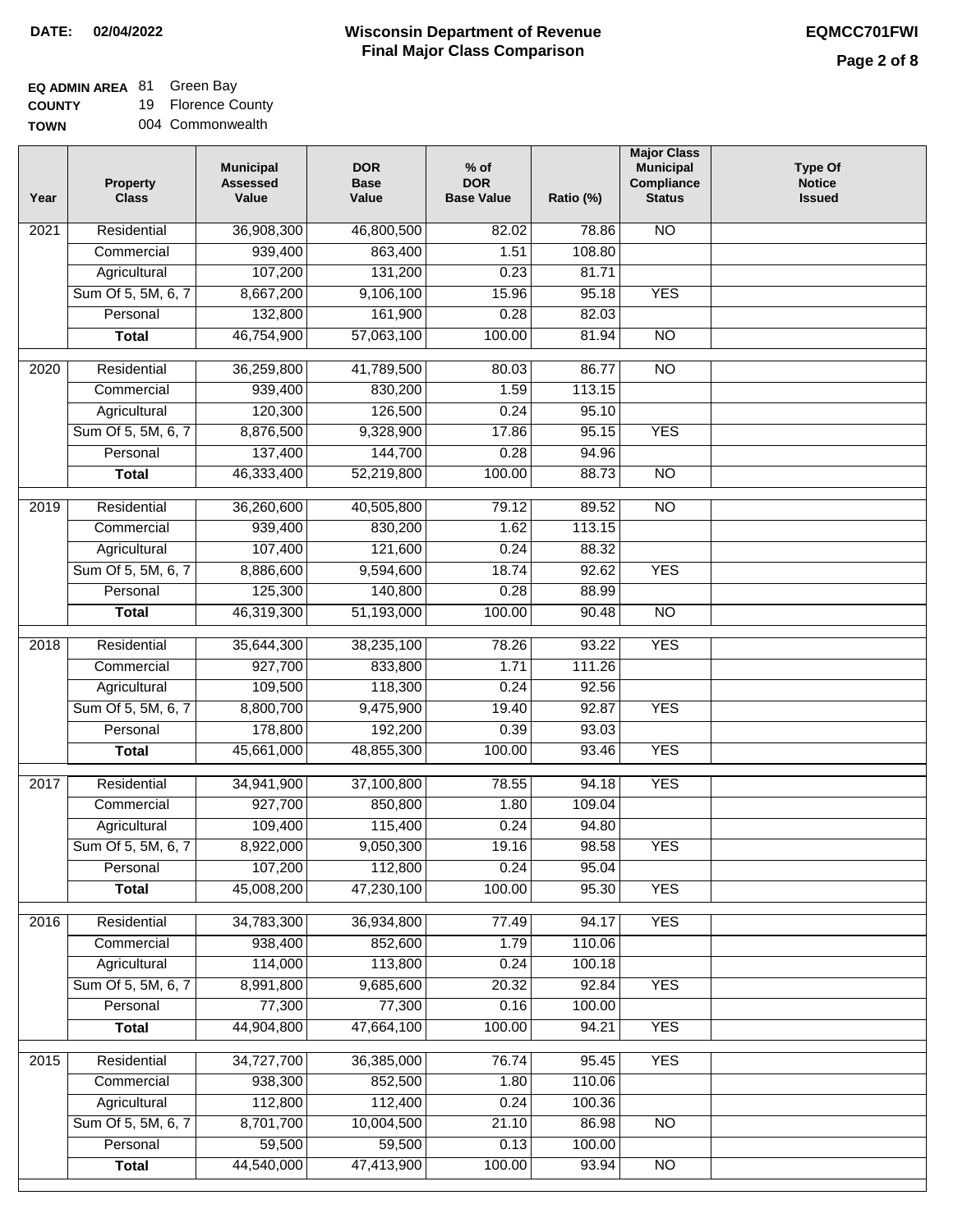**DATE: 02/04/2022**

# Wisconsin Department of Revenue
## Final Major Class Comparison

**EQMCC701FWI**

**EQ ADMIN AREA** 81 Green Bay
**COUNTY** 19 Florence County
**TOWN** 004 Commonwealth

| Year | Property Class | Municipal Assessed Value | DOR Base Value | % of DOR Base Value | Ratio (%) | Major Class Municipal Compliance Status | Type Of Notice Issued |
|---|---|---|---|---|---|---|---|
| 2021 | Residential | 36,908,300 | 46,800,500 | 82.02 | 78.86 | NO | |
| | Commercial | 939,400 | 863,400 | 1.51 | 108.80 | | |
| | Agricultural | 107,200 | 131,200 | 0.23 | 81.71 | | |
| | Sum Of 5, 5M, 6, 7 | 8,667,200 | 9,106,100 | 15.96 | 95.18 | YES | |
| | Personal | 132,800 | 161,900 | 0.28 | 82.03 | | |
| | **Total** | 46,754,900 | 57,063,100 | 100.00 | 81.94 | NO | |
| 2020 | Residential | 36,259,800 | 41,789,500 | 80.03 | 86.77 | NO | |
| | Commercial | 939,400 | 830,200 | 1.59 | 113.15 | | |
| | Agricultural | 120,300 | 126,500 | 0.24 | 95.10 | | |
| | Sum Of 5, 5M, 6, 7 | 8,876,500 | 9,328,900 | 17.86 | 95.15 | YES | |
| | Personal | 137,400 | 144,700 | 0.28 | 94.96 | | |
| | **Total** | 46,333,400 | 52,219,800 | 100.00 | 88.73 | NO | |
| 2019 | Residential | 36,260,600 | 40,505,800 | 79.12 | 89.52 | NO | |
| | Commercial | 939,400 | 830,200 | 1.62 | 113.15 | | |
| | Agricultural | 107,400 | 121,600 | 0.24 | 88.32 | | |
| | Sum Of 5, 5M, 6, 7 | 8,886,600 | 9,594,600 | 18.74 | 92.62 | YES | |
| | Personal | 125,300 | 140,800 | 0.28 | 88.99 | | |
| | **Total** | 46,319,300 | 51,193,000 | 100.00 | 90.48 | NO | |
| 2018 | Residential | 35,644,300 | 38,235,100 | 78.26 | 93.22 | YES | |
| | Commercial | 927,700 | 833,800 | 1.71 | 111.26 | | |
| | Agricultural | 109,500 | 118,300 | 0.24 | 92.56 | | |
| | Sum Of 5, 5M, 6, 7 | 8,800,700 | 9,475,900 | 19.40 | 92.87 | YES | |
| | Personal | 178,800 | 192,200 | 0.39 | 93.03 | | |
| | **Total** | 45,661,000 | 48,855,300 | 100.00 | 93.46 | YES | |
| 2017 | Residential | 34,941,900 | 37,100,800 | 78.55 | 94.18 | YES | |
| | Commercial | 927,700 | 850,800 | 1.80 | 109.04 | | |
| | Agricultural | 109,400 | 115,400 | 0.24 | 94.80 | | |
| | Sum Of 5, 5M, 6, 7 | 8,922,000 | 9,050,300 | 19.16 | 98.58 | YES | |
| | Personal | 107,200 | 112,800 | 0.24 | 95.04 | | |
| | **Total** | 45,008,200 | 47,230,100 | 100.00 | 95.30 | YES | |
| 2016 | Residential | 34,783,300 | 36,934,800 | 77.49 | 94.17 | YES | |
| | Commercial | 938,400 | 852,600 | 1.79 | 110.06 | | |
| | Agricultural | 114,000 | 113,800 | 0.24 | 100.18 | | |
| | Sum Of 5, 5M, 6, 7 | 8,991,800 | 9,685,600 | 20.32 | 92.84 | YES | |
| | Personal | 77,300 | 77,300 | 0.16 | 100.00 | | |
| | **Total** | 44,904,800 | 47,664,100 | 100.00 | 94.21 | YES | |
| 2015 | Residential | 34,727,700 | 36,385,000 | 76.74 | 95.45 | YES | |
| | Commercial | 938,300 | 852,500 | 1.80 | 110.06 | | |
| | Agricultural | 112,800 | 112,400 | 0.24 | 100.36 | | |
| | Sum Of 5, 5M, 6, 7 | 8,701,700 | 10,004,500 | 21.10 | 86.98 | NO | |
| | Personal | 59,500 | 59,500 | 0.13 | 100.00 | | |
| | **Total** | 44,540,000 | 47,413,900 | 100.00 | 93.94 | NO | |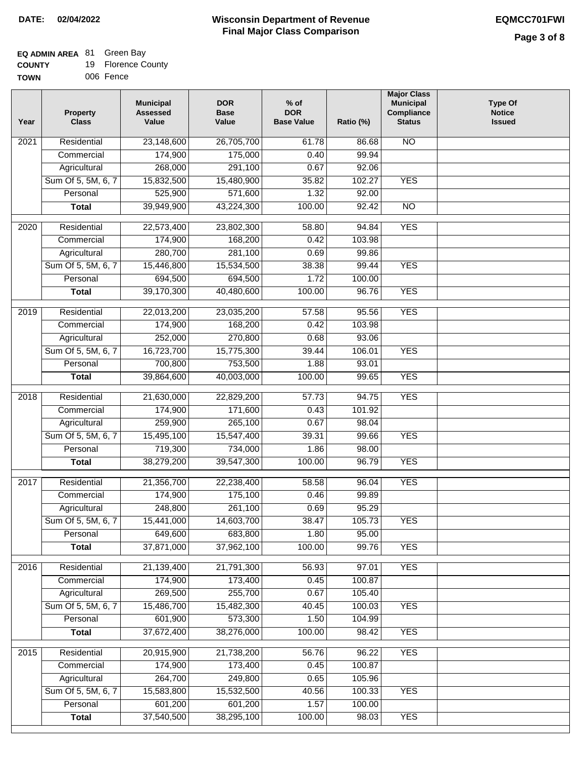**DATE: 02/04/2022**

# Wisconsin Department of Revenue
## Final Major Class Comparison

**EQMCC701FWI**

**EQ ADMIN AREA** 81 Green Bay
**COUNTY** 19 Florence County
**TOWN** 006 Fence

| Year | Property Class | Municipal Assessed Value | DOR Base Value | % of DOR Base Value | Ratio (%) | Major Class Municipal Compliance Status | Type Of Notice Issued |
|---|---|---|---|---|---|---|---|
| 2021 | Residential | 23,148,600 | 26,705,700 | 61.78 | 86.68 | NO | |
| | Commercial | 174,900 | 175,000 | 0.40 | 99.94 | | |
| | Agricultural | 268,000 | 291,100 | 0.67 | 92.06 | | |
| | Sum Of 5, 5M, 6, 7 | 15,832,500 | 15,480,900 | 35.82 | 102.27 | YES | |
| | Personal | 525,900 | 571,600 | 1.32 | 92.00 | | |
| | **Total** | 39,949,900 | 43,224,300 | 100.00 | 92.42 | NO | |
| 2020 | Residential | 22,573,400 | 23,802,300 | 58.80 | 94.84 | YES | |
| | Commercial | 174,900 | 168,200 | 0.42 | 103.98 | | |
| | Agricultural | 280,700 | 281,100 | 0.69 | 99.86 | | |
| | Sum Of 5, 5M, 6, 7 | 15,446,800 | 15,534,500 | 38.38 | 99.44 | YES | |
| | Personal | 694,500 | 694,500 | 1.72 | 100.00 | | |
| | **Total** | 39,170,300 | 40,480,600 | 100.00 | 96.76 | YES | |
| 2019 | Residential | 22,013,200 | 23,035,200 | 57.58 | 95.56 | YES | |
| | Commercial | 174,900 | 168,200 | 0.42 | 103.98 | | |
| | Agricultural | 252,000 | 270,800 | 0.68 | 93.06 | | |
| | Sum Of 5, 5M, 6, 7 | 16,723,700 | 15,775,300 | 39.44 | 106.01 | YES | |
| | Personal | 700,800 | 753,500 | 1.88 | 93.01 | | |
| | **Total** | 39,864,600 | 40,003,000 | 100.00 | 99.65 | YES | |
| 2018 | Residential | 21,630,000 | 22,829,200 | 57.73 | 94.75 | YES | |
| | Commercial | 174,900 | 171,600 | 0.43 | 101.92 | | |
| | Agricultural | 259,900 | 265,100 | 0.67 | 98.04 | | |
| | Sum Of 5, 5M, 6, 7 | 15,495,100 | 15,547,400 | 39.31 | 99.66 | YES | |
| | Personal | 719,300 | 734,000 | 1.86 | 98.00 | | |
| | **Total** | 38,279,200 | 39,547,300 | 100.00 | 96.79 | YES | |
| 2017 | Residential | 21,356,700 | 22,238,400 | 58.58 | 96.04 | YES | |
| | Commercial | 174,900 | 175,100 | 0.46 | 99.89 | | |
| | Agricultural | 248,800 | 261,100 | 0.69 | 95.29 | | |
| | Sum Of 5, 5M, 6, 7 | 15,441,000 | 14,603,700 | 38.47 | 105.73 | YES | |
| | Personal | 649,600 | 683,800 | 1.80 | 95.00 | | |
| | **Total** | 37,871,000 | 37,962,100 | 100.00 | 99.76 | YES | |
| 2016 | Residential | 21,139,400 | 21,791,300 | 56.93 | 97.01 | YES | |
| | Commercial | 174,900 | 173,400 | 0.45 | 100.87 | | |
| | Agricultural | 269,500 | 255,700 | 0.67 | 105.40 | | |
| | Sum Of 5, 5M, 6, 7 | 15,486,700 | 15,482,300 | 40.45 | 100.03 | YES | |
| | Personal | 601,900 | 573,300 | 1.50 | 104.99 | | |
| | **Total** | 37,672,400 | 38,276,000 | 100.00 | 98.42 | YES | |
| 2015 | Residential | 20,915,900 | 21,738,200 | 56.76 | 96.22 | YES | |
| | Commercial | 174,900 | 173,400 | 0.45 | 100.87 | | |
| | Agricultural | 264,700 | 249,800 | 0.65 | 105.96 | | |
| | Sum Of 5, 5M, 6, 7 | 15,583,800 | 15,532,500 | 40.56 | 100.33 | YES | |
| | Personal | 601,200 | 601,200 | 1.57 | 100.00 | | |
| | **Total** | 37,540,500 | 38,295,100 | 100.00 | 98.03 | YES | |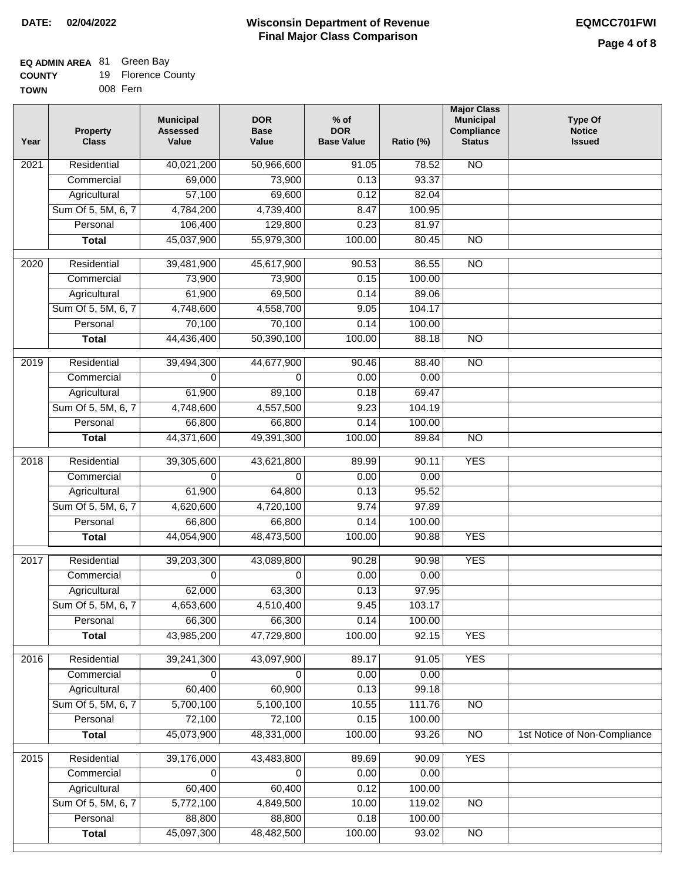**DATE:** 02/04/2022

# Wisconsin Department of Revenue
## Final Major Class Comparison

**EQMCC701FWI**

**EQ ADMIN AREA** 81 Green Bay
**COUNTY** 19 Florence County
**TOWN** 008 Fern

| Year | Property Class | Municipal Assessed Value | DOR Base Value | % of DOR Base Value | Ratio (%) | Major Class Municipal Compliance Status | Type Of Notice Issued |
|---|---|---|---|---|---|---|---|
| 2021 | Residential | 40,021,200 | 50,966,600 | 91.05 | 78.52 | NO | |
| | Commercial | 69,000 | 73,900 | 0.13 | 93.37 | | |
| | Agricultural | 57,100 | 69,600 | 0.12 | 82.04 | | |
| | Sum Of 5, 5M, 6, 7 | 4,784,200 | 4,739,400 | 8.47 | 100.95 | | |
| | Personal | 106,400 | 129,800 | 0.23 | 81.97 | | |
| | **Total** | 45,037,900 | 55,979,300 | 100.00 | 80.45 | NO | |
| 2020 | Residential | 39,481,900 | 45,617,900 | 90.53 | 86.55 | NO | |
| | Commercial | 73,900 | 73,900 | 0.15 | 100.00 | | |
| | Agricultural | 61,900 | 69,500 | 0.14 | 89.06 | | |
| | Sum Of 5, 5M, 6, 7 | 4,748,600 | 4,558,700 | 9.05 | 104.17 | | |
| | Personal | 70,100 | 70,100 | 0.14 | 100.00 | | |
| | **Total** | 44,436,400 | 50,390,100 | 100.00 | 88.18 | NO | |
| 2019 | Residential | 39,494,300 | 44,677,900 | 90.46 | 88.40 | NO | |
| | Commercial | 0 | 0 | 0.00 | 0.00 | | |
| | Agricultural | 61,900 | 89,100 | 0.18 | 69.47 | | |
| | Sum Of 5, 5M, 6, 7 | 4,748,600 | 4,557,500 | 9.23 | 104.19 | | |
| | Personal | 66,800 | 66,800 | 0.14 | 100.00 | | |
| | **Total** | 44,371,600 | 49,391,300 | 100.00 | 89.84 | NO | |
| 2018 | Residential | 39,305,600 | 43,621,800 | 89.99 | 90.11 | YES | |
| | Commercial | 0 | 0 | 0.00 | 0.00 | | |
| | Agricultural | 61,900 | 64,800 | 0.13 | 95.52 | | |
| | Sum Of 5, 5M, 6, 7 | 4,620,600 | 4,720,100 | 9.74 | 97.89 | | |
| | Personal | 66,800 | 66,800 | 0.14 | 100.00 | | |
| | **Total** | 44,054,900 | 48,473,500 | 100.00 | 90.88 | YES | |
| 2017 | Residential | 39,203,300 | 43,089,800 | 90.28 | 90.98 | YES | |
| | Commercial | 0 | 0 | 0.00 | 0.00 | | |
| | Agricultural | 62,000 | 63,300 | 0.13 | 97.95 | | |
| | Sum Of 5, 5M, 6, 7 | 4,653,600 | 4,510,400 | 9.45 | 103.17 | | |
| | Personal | 66,300 | 66,300 | 0.14 | 100.00 | | |
| | **Total** | 43,985,200 | 47,729,800 | 100.00 | 92.15 | YES | |
| 2016 | Residential | 39,241,300 | 43,097,900 | 89.17 | 91.05 | YES | |
| | Commercial | 0 | 0 | 0.00 | 0.00 | | |
| | Agricultural | 60,400 | 60,900 | 0.13 | 99.18 | | |
| | Sum Of 5, 5M, 6, 7 | 5,700,100 | 5,100,100 | 10.55 | 111.76 | NO | |
| | Personal | 72,100 | 72,100 | 0.15 | 100.00 | | |
| | **Total** | 45,073,900 | 48,331,000 | 100.00 | 93.26 | NO | 1st Notice of Non-Compliance |
| 2015 | Residential | 39,176,000 | 43,483,800 | 89.69 | 90.09 | YES | |
| | Commercial | 0 | 0 | 0.00 | 0.00 | | |
| | Agricultural | 60,400 | 60,400 | 0.12 | 100.00 | | |
| | Sum Of 5, 5M, 6, 7 | 5,772,100 | 4,849,500 | 10.00 | 119.02 | NO | |
| | Personal | 88,800 | 88,800 | 0.18 | 100.00 | | |
| | **Total** | 45,097,300 | 48,482,500 | 100.00 | 93.02 | NO | |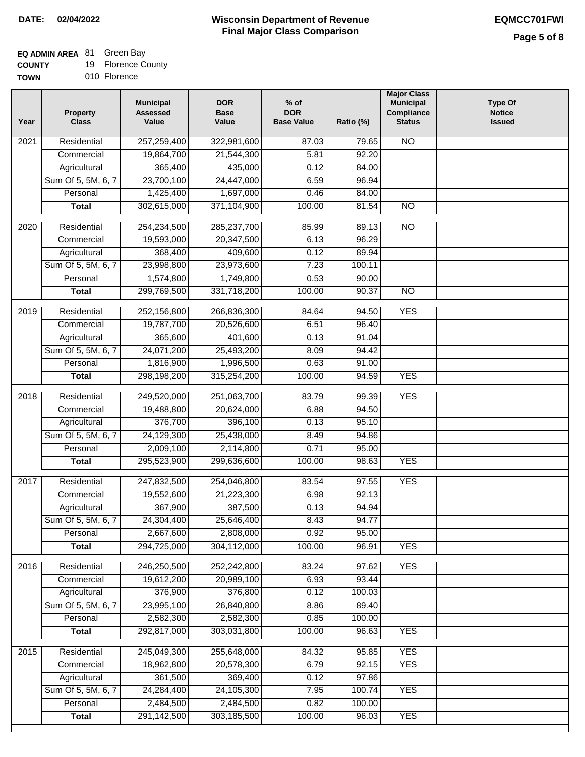**DATE:** 02/04/2022

# Wisconsin Department of Revenue
## Final Major Class Comparison

**EQMCC701FWI**

**EQ ADMIN AREA** 81 Green Bay
**COUNTY** 19 Florence County
**TOWN** 010 Florence

| Year | Property Class | Municipal Assessed Value | DOR Base Value | % of DOR Base Value | Ratio (%) | Major Class Municipal Compliance Status | Type Of Notice Issued |
|---|---|---|---|---|---|---|---|
| 2021 | Residential | 257,259,400 | 322,981,600 | 87.03 | 79.65 | NO | |
| | Commercial | 19,864,700 | 21,544,300 | 5.81 | 92.20 | | |
| | Agricultural | 365,400 | 435,000 | 0.12 | 84.00 | | |
| | Sum Of 5, 5M, 6, 7 | 23,700,100 | 24,447,000 | 6.59 | 96.94 | | |
| | Personal | 1,425,400 | 1,697,000 | 0.46 | 84.00 | | |
| | **Total** | 302,615,000 | 371,104,900 | 100.00 | 81.54 | NO | |
| 2020 | Residential | 254,234,500 | 285,237,700 | 85.99 | 89.13 | NO | |
| | Commercial | 19,593,000 | 20,347,500 | 6.13 | 96.29 | | |
| | Agricultural | 368,400 | 409,600 | 0.12 | 89.94 | | |
| | Sum Of 5, 5M, 6, 7 | 23,998,800 | 23,973,600 | 7.23 | 100.11 | | |
| | Personal | 1,574,800 | 1,749,800 | 0.53 | 90.00 | | |
| | **Total** | 299,769,500 | 331,718,200 | 100.00 | 90.37 | NO | |
| 2019 | Residential | 252,156,800 | 266,836,300 | 84.64 | 94.50 | YES | |
| | Commercial | 19,787,700 | 20,526,600 | 6.51 | 96.40 | | |
| | Agricultural | 365,600 | 401,600 | 0.13 | 91.04 | | |
| | Sum Of 5, 5M, 6, 7 | 24,071,200 | 25,493,200 | 8.09 | 94.42 | | |
| | Personal | 1,816,900 | 1,996,500 | 0.63 | 91.00 | | |
| | **Total** | 298,198,200 | 315,254,200 | 100.00 | 94.59 | YES | |
| 2018 | Residential | 249,520,000 | 251,063,700 | 83.79 | 99.39 | YES | |
| | Commercial | 19,488,800 | 20,624,000 | 6.88 | 94.50 | | |
| | Agricultural | 376,700 | 396,100 | 0.13 | 95.10 | | |
| | Sum Of 5, 5M, 6, 7 | 24,129,300 | 25,438,000 | 8.49 | 94.86 | | |
| | Personal | 2,009,100 | 2,114,800 | 0.71 | 95.00 | | |
| | **Total** | 295,523,900 | 299,636,600 | 100.00 | 98.63 | YES | |
| 2017 | Residential | 247,832,500 | 254,046,800 | 83.54 | 97.55 | YES | |
| | Commercial | 19,552,600 | 21,223,300 | 6.98 | 92.13 | | |
| | Agricultural | 367,900 | 387,500 | 0.13 | 94.94 | | |
| | Sum Of 5, 5M, 6, 7 | 24,304,400 | 25,646,400 | 8.43 | 94.77 | | |
| | Personal | 2,667,600 | 2,808,000 | 0.92 | 95.00 | | |
| | **Total** | 294,725,000 | 304,112,000 | 100.00 | 96.91 | YES | |
| 2016 | Residential | 246,250,500 | 252,242,800 | 83.24 | 97.62 | YES | |
| | Commercial | 19,612,200 | 20,989,100 | 6.93 | 93.44 | | |
| | Agricultural | 376,900 | 376,800 | 0.12 | 100.03 | | |
| | Sum Of 5, 5M, 6, 7 | 23,995,100 | 26,840,800 | 8.86 | 89.40 | | |
| | Personal | 2,582,300 | 2,582,300 | 0.85 | 100.00 | | |
| | **Total** | 292,817,000 | 303,031,800 | 100.00 | 96.63 | YES | |
| 2015 | Residential | 245,049,300 | 255,648,000 | 84.32 | 95.85 | YES | |
| | Commercial | 18,962,800 | 20,578,300 | 6.79 | 92.15 | YES | |
| | Agricultural | 361,500 | 369,400 | 0.12 | 97.86 | | |
| | Sum Of 5, 5M, 6, 7 | 24,284,400 | 24,105,300 | 7.95 | 100.74 | YES | |
| | Personal | 2,484,500 | 2,484,500 | 0.82 | 100.00 | | |
| | **Total** | 291,142,500 | 303,185,500 | 100.00 | 96.03 | YES | |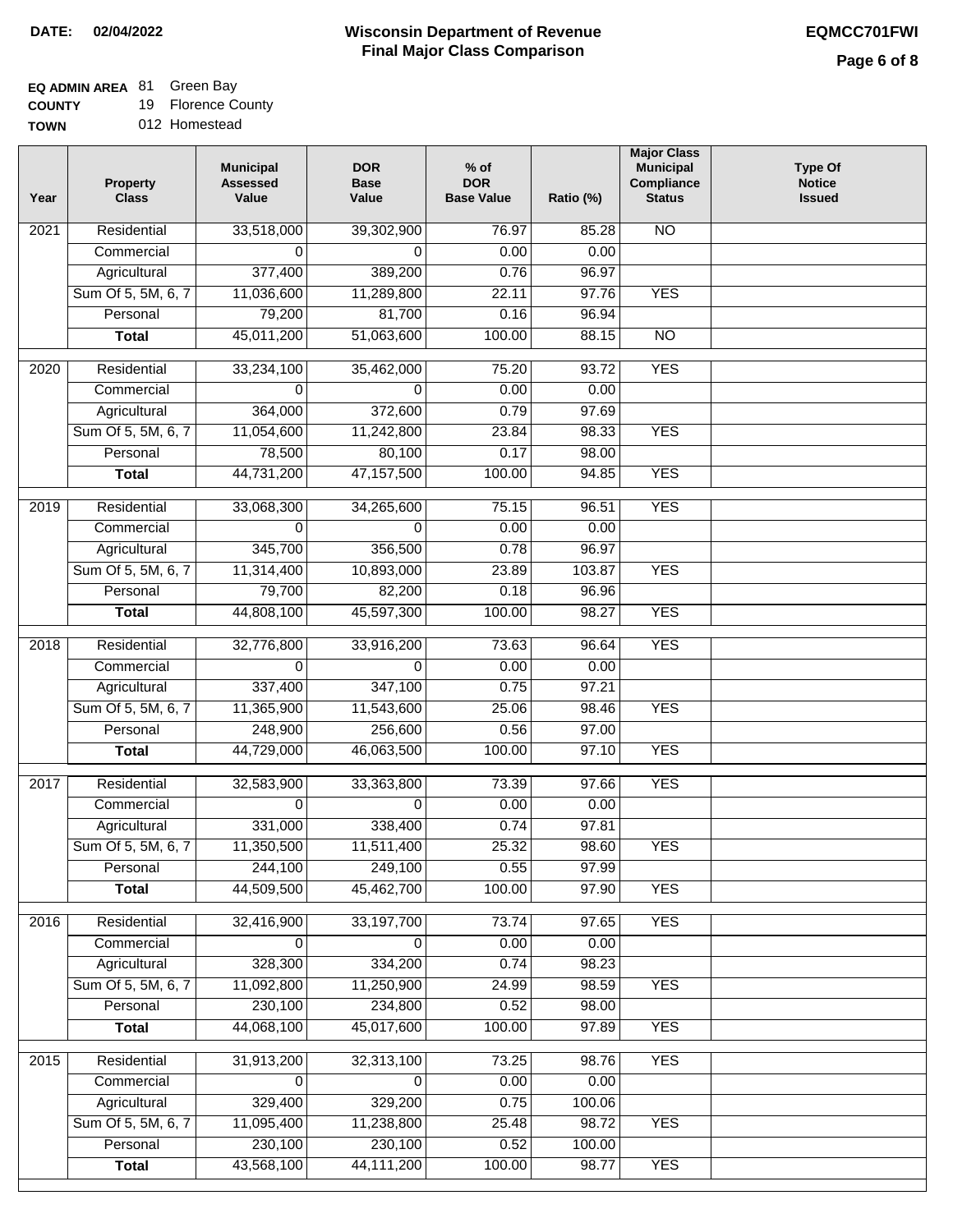**DATE:** 02/04/2022

# Wisconsin Department of Revenue
## Final Major Class Comparison

**EQMCC701FWI**

**EQ ADMIN AREA** 81 Green Bay
**COUNTY** 19 Florence County
**TOWN** 012 Homestead

| Year | Property Class | Municipal Assessed Value | DOR Base Value | % of DOR Base Value | Ratio (%) | Major Class Municipal Compliance Status | Type Of Notice Issued |
|---|---|---|---|---|---|---|---|
| 2021 | Residential | 33,518,000 | 39,302,900 | 76.97 | 85.28 | NO | |
| | Commercial | 0 | 0 | 0.00 | 0.00 | | |
| | Agricultural | 377,400 | 389,200 | 0.76 | 96.97 | | |
| | Sum Of 5, 5M, 6, 7 | 11,036,600 | 11,289,800 | 22.11 | 97.76 | YES | |
| | Personal | 79,200 | 81,700 | 0.16 | 96.94 | | |
| | **Total** | 45,011,200 | 51,063,600 | 100.00 | 88.15 | NO | |
| 2020 | Residential | 33,234,100 | 35,462,000 | 75.20 | 93.72 | YES | |
| | Commercial | 0 | 0 | 0.00 | 0.00 | | |
| | Agricultural | 364,000 | 372,600 | 0.79 | 97.69 | | |
| | Sum Of 5, 5M, 6, 7 | 11,054,600 | 11,242,800 | 23.84 | 98.33 | YES | |
| | Personal | 78,500 | 80,100 | 0.17 | 98.00 | | |
| | **Total** | 44,731,200 | 47,157,500 | 100.00 | 94.85 | YES | |
| 2019 | Residential | 33,068,300 | 34,265,600 | 75.15 | 96.51 | YES | |
| | Commercial | 0 | 0 | 0.00 | 0.00 | | |
| | Agricultural | 345,700 | 356,500 | 0.78 | 96.97 | | |
| | Sum Of 5, 5M, 6, 7 | 11,314,400 | 10,893,000 | 23.89 | 103.87 | YES | |
| | Personal | 79,700 | 82,200 | 0.18 | 96.96 | | |
| | **Total** | 44,808,100 | 45,597,300 | 100.00 | 98.27 | YES | |
| 2018 | Residential | 32,776,800 | 33,916,200 | 73.63 | 96.64 | YES | |
| | Commercial | 0 | 0 | 0.00 | 0.00 | | |
| | Agricultural | 337,400 | 347,100 | 0.75 | 97.21 | | |
| | Sum Of 5, 5M, 6, 7 | 11,365,900 | 11,543,600 | 25.06 | 98.46 | YES | |
| | Personal | 248,900 | 256,600 | 0.56 | 97.00 | | |
| | **Total** | 44,729,000 | 46,063,500 | 100.00 | 97.10 | YES | |
| 2017 | Residential | 32,583,900 | 33,363,800 | 73.39 | 97.66 | YES | |
| | Commercial | 0 | 0 | 0.00 | 0.00 | | |
| | Agricultural | 331,000 | 338,400 | 0.74 | 97.81 | | |
| | Sum Of 5, 5M, 6, 7 | 11,350,500 | 11,511,400 | 25.32 | 98.60 | YES | |
| | Personal | 244,100 | 249,100 | 0.55 | 97.99 | | |
| | **Total** | 44,509,500 | 45,462,700 | 100.00 | 97.90 | YES | |
| 2016 | Residential | 32,416,900 | 33,197,700 | 73.74 | 97.65 | YES | |
| | Commercial | 0 | 0 | 0.00 | 0.00 | | |
| | Agricultural | 328,300 | 334,200 | 0.74 | 98.23 | | |
| | Sum Of 5, 5M, 6, 7 | 11,092,800 | 11,250,900 | 24.99 | 98.59 | YES | |
| | Personal | 230,100 | 234,800 | 0.52 | 98.00 | | |
| | **Total** | 44,068,100 | 45,017,600 | 100.00 | 97.89 | YES | |
| 2015 | Residential | 31,913,200 | 32,313,100 | 73.25 | 98.76 | YES | |
| | Commercial | 0 | 0 | 0.00 | 0.00 | | |
| | Agricultural | 329,400 | 329,200 | 0.75 | 100.06 | | |
| | Sum Of 5, 5M, 6, 7 | 11,095,400 | 11,238,800 | 25.48 | 98.72 | YES | |
| | Personal | 230,100 | 230,100 | 0.52 | 100.00 | | |
| | **Total** | 43,568,100 | 44,111,200 | 100.00 | 98.77 | YES | |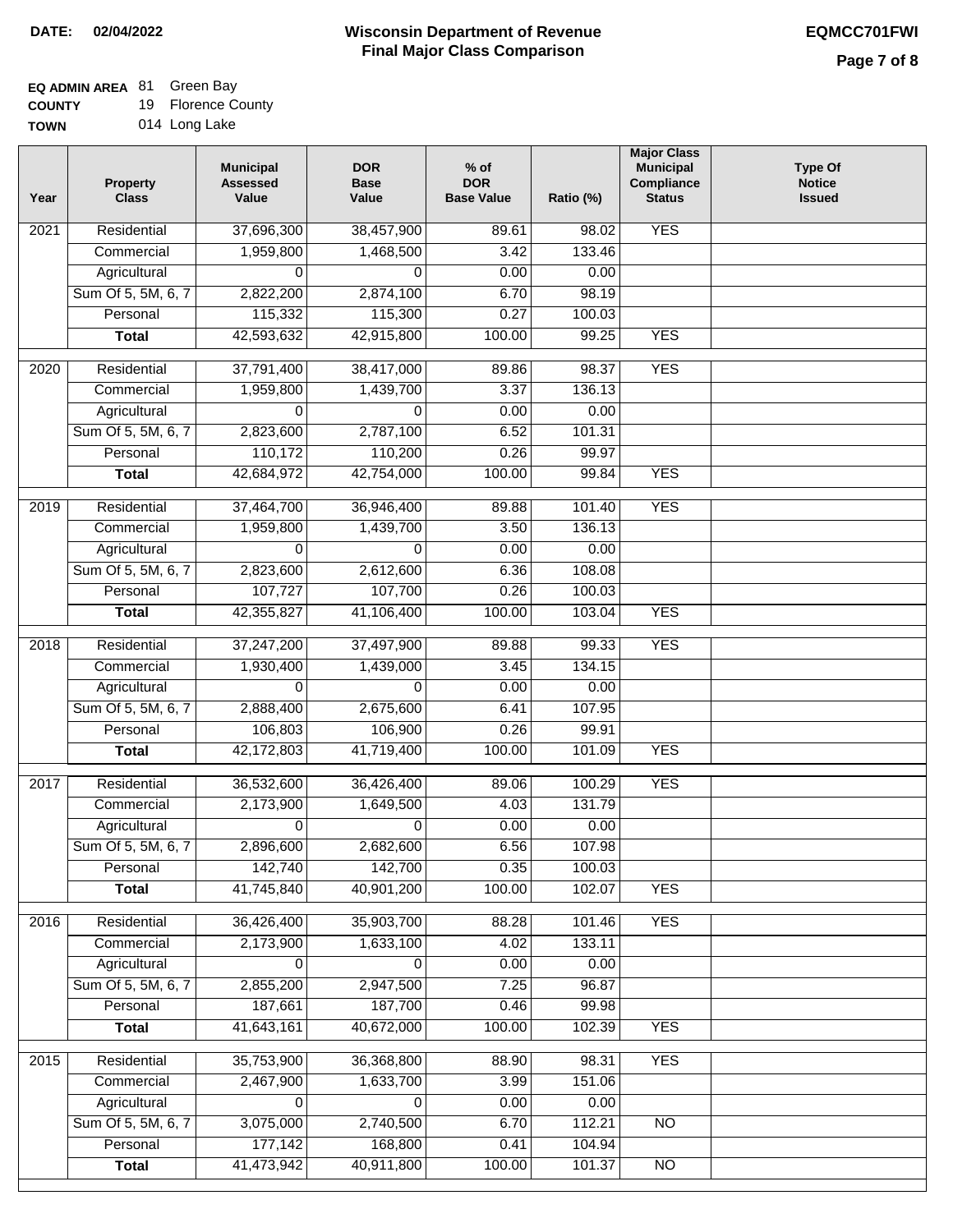**DATE: 02/04/2022**

# Wisconsin Department of Revenue
## Final Major Class Comparison

**EQMCC701FWI**

**EQ ADMIN AREA** 81 Green Bay
**COUNTY** 19 Florence County
**TOWN** 014 Long Lake

| Year | Property Class | Municipal Assessed Value | DOR Base Value | % of DOR Base Value | Ratio (%) | Major Class Municipal Compliance Status | Type Of Notice Issued |
|---|---|---|---|---|---|---|---|
| 2021 | Residential | 37,696,300 | 38,457,900 | 89.61 | 98.02 | YES | |
| | Commercial | 1,959,800 | 1,468,500 | 3.42 | 133.46 | | |
| | Agricultural | 0 | 0 | 0.00 | 0.00 | | |
| | Sum Of 5, 5M, 6, 7 | 2,822,200 | 2,874,100 | 6.70 | 98.19 | | |
| | Personal | 115,332 | 115,300 | 0.27 | 100.03 | | |
| | **Total** | 42,593,632 | 42,915,800 | 100.00 | 99.25 | YES | |
| 2020 | Residential | 37,791,400 | 38,417,000 | 89.86 | 98.37 | YES | |
| | Commercial | 1,959,800 | 1,439,700 | 3.37 | 136.13 | | |
| | Agricultural | 0 | 0 | 0.00 | 0.00 | | |
| | Sum Of 5, 5M, 6, 7 | 2,823,600 | 2,787,100 | 6.52 | 101.31 | | |
| | Personal | 110,172 | 110,200 | 0.26 | 99.97 | | |
| | **Total** | 42,684,972 | 42,754,000 | 100.00 | 99.84 | YES | |
| 2019 | Residential | 37,464,700 | 36,946,400 | 89.88 | 101.40 | YES | |
| | Commercial | 1,959,800 | 1,439,700 | 3.50 | 136.13 | | |
| | Agricultural | 0 | 0 | 0.00 | 0.00 | | |
| | Sum Of 5, 5M, 6, 7 | 2,823,600 | 2,612,600 | 6.36 | 108.08 | | |
| | Personal | 107,727 | 107,700 | 0.26 | 100.03 | | |
| | **Total** | 42,355,827 | 41,106,400 | 100.00 | 103.04 | YES | |
| 2018 | Residential | 37,247,200 | 37,497,900 | 89.88 | 99.33 | YES | |
| | Commercial | 1,930,400 | 1,439,000 | 3.45 | 134.15 | | |
| | Agricultural | 0 | 0 | 0.00 | 0.00 | | |
| | Sum Of 5, 5M, 6, 7 | 2,888,400 | 2,675,600 | 6.41 | 107.95 | | |
| | Personal | 106,803 | 106,900 | 0.26 | 99.91 | | |
| | **Total** | 42,172,803 | 41,719,400 | 100.00 | 101.09 | YES | |
| 2017 | Residential | 36,532,600 | 36,426,400 | 89.06 | 100.29 | YES | |
| | Commercial | 2,173,900 | 1,649,500 | 4.03 | 131.79 | | |
| | Agricultural | 0 | 0 | 0.00 | 0.00 | | |
| | Sum Of 5, 5M, 6, 7 | 2,896,600 | 2,682,600 | 6.56 | 107.98 | | |
| | Personal | 142,740 | 142,700 | 0.35 | 100.03 | | |
| | **Total** | 41,745,840 | 40,901,200 | 100.00 | 102.07 | YES | |
| 2016 | Residential | 36,426,400 | 35,903,700 | 88.28 | 101.46 | YES | |
| | Commercial | 2,173,900 | 1,633,100 | 4.02 | 133.11 | | |
| | Agricultural | 0 | 0 | 0.00 | 0.00 | | |
| | Sum Of 5, 5M, 6, 7 | 2,855,200 | 2,947,500 | 7.25 | 96.87 | | |
| | Personal | 187,661 | 187,700 | 0.46 | 99.98 | | |
| | **Total** | 41,643,161 | 40,672,000 | 100.00 | 102.39 | YES | |
| 2015 | Residential | 35,753,900 | 36,368,800 | 88.90 | 98.31 | YES | |
| | Commercial | 2,467,900 | 1,633,700 | 3.99 | 151.06 | | |
| | Agricultural | 0 | 0 | 0.00 | 0.00 | | |
| | Sum Of 5, 5M, 6, 7 | 3,075,000 | 2,740,500 | 6.70 | 112.21 | NO | |
| | Personal | 177,142 | 168,800 | 0.41 | 104.94 | | |
| | **Total** | 41,473,942 | 40,911,800 | 100.00 | 101.37 | NO | |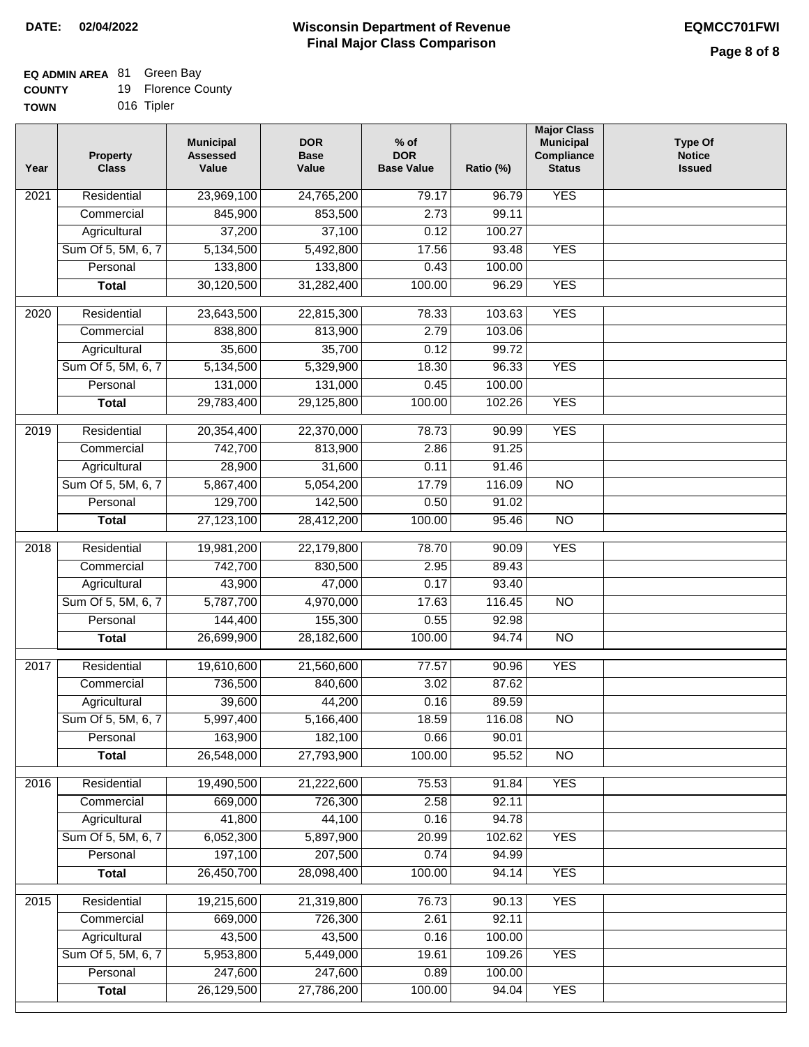**DATE: 02/04/2022**

# Wisconsin Department of Revenue
## Final Major Class Comparison

**EQMCC701FWI**

**EQ ADMIN AREA** 81 Green Bay
**COUNTY** 19 Florence County
**TOWN** 016 Tipler

| Year | Property Class | Municipal Assessed Value | DOR Base Value | % of DOR Base Value | Ratio (%) | Major Class Municipal Compliance Status | Type Of Notice Issued |
|---|---|---|---|---|---|---|---|
| 2021 | Residential | 23,969,100 | 24,765,200 | 79.17 | 96.79 | YES | |
| | Commercial | 845,900 | 853,500 | 2.73 | 99.11 | | |
| | Agricultural | 37,200 | 37,100 | 0.12 | 100.27 | | |
| | Sum Of 5, 5M, 6, 7 | 5,134,500 | 5,492,800 | 17.56 | 93.48 | YES | |
| | Personal | 133,800 | 133,800 | 0.43 | 100.00 | | |
| | **Total** | 30,120,500 | 31,282,400 | 100.00 | 96.29 | YES | |
| 2020 | Residential | 23,643,500 | 22,815,300 | 78.33 | 103.63 | YES | |
| | Commercial | 838,800 | 813,900 | 2.79 | 103.06 | | |
| | Agricultural | 35,600 | 35,700 | 0.12 | 99.72 | | |
| | Sum Of 5, 5M, 6, 7 | 5,134,500 | 5,329,900 | 18.30 | 96.33 | YES | |
| | Personal | 131,000 | 131,000 | 0.45 | 100.00 | | |
| | **Total** | 29,783,400 | 29,125,800 | 100.00 | 102.26 | YES | |
| 2019 | Residential | 20,354,400 | 22,370,000 | 78.73 | 90.99 | YES | |
| | Commercial | 742,700 | 813,900 | 2.86 | 91.25 | | |
| | Agricultural | 28,900 | 31,600 | 0.11 | 91.46 | | |
| | Sum Of 5, 5M, 6, 7 | 5,867,400 | 5,054,200 | 17.79 | 116.09 | NO | |
| | Personal | 129,700 | 142,500 | 0.50 | 91.02 | | |
| | **Total** | 27,123,100 | 28,412,200 | 100.00 | 95.46 | NO | |
| 2018 | Residential | 19,981,200 | 22,179,800 | 78.70 | 90.09 | YES | |
| | Commercial | 742,700 | 830,500 | 2.95 | 89.43 | | |
| | Agricultural | 43,900 | 47,000 | 0.17 | 93.40 | | |
| | Sum Of 5, 5M, 6, 7 | 5,787,700 | 4,970,000 | 17.63 | 116.45 | NO | |
| | Personal | 144,400 | 155,300 | 0.55 | 92.98 | | |
| | **Total** | 26,699,900 | 28,182,600 | 100.00 | 94.74 | NO | |
| 2017 | Residential | 19,610,600 | 21,560,600 | 77.57 | 90.96 | YES | |
| | Commercial | 736,500 | 840,600 | 3.02 | 87.62 | | |
| | Agricultural | 39,600 | 44,200 | 0.16 | 89.59 | | |
| | Sum Of 5, 5M, 6, 7 | 5,997,400 | 5,166,400 | 18.59 | 116.08 | NO | |
| | Personal | 163,900 | 182,100 | 0.66 | 90.01 | | |
| | **Total** | 26,548,000 | 27,793,900 | 100.00 | 95.52 | NO | |
| 2016 | Residential | 19,490,500 | 21,222,600 | 75.53 | 91.84 | YES | |
| | Commercial | 669,000 | 726,300 | 2.58 | 92.11 | | |
| | Agricultural | 41,800 | 44,100 | 0.16 | 94.78 | | |
| | Sum Of 5, 5M, 6, 7 | 6,052,300 | 5,897,900 | 20.99 | 102.62 | YES | |
| | Personal | 197,100 | 207,500 | 0.74 | 94.99 | | |
| | **Total** | 26,450,700 | 28,098,400 | 100.00 | 94.14 | YES | |
| 2015 | Residential | 19,215,600 | 21,319,800 | 76.73 | 90.13 | YES | |
| | Commercial | 669,000 | 726,300 | 2.61 | 92.11 | | |
| | Agricultural | 43,500 | 43,500 | 0.16 | 100.00 | | |
| | Sum Of 5, 5M, 6, 7 | 5,953,800 | 5,449,000 | 19.61 | 109.26 | YES | |
| | Personal | 247,600 | 247,600 | 0.89 | 100.00 | | |
| | **Total** | 26,129,500 | 27,786,200 | 100.00 | 94.04 | YES | |